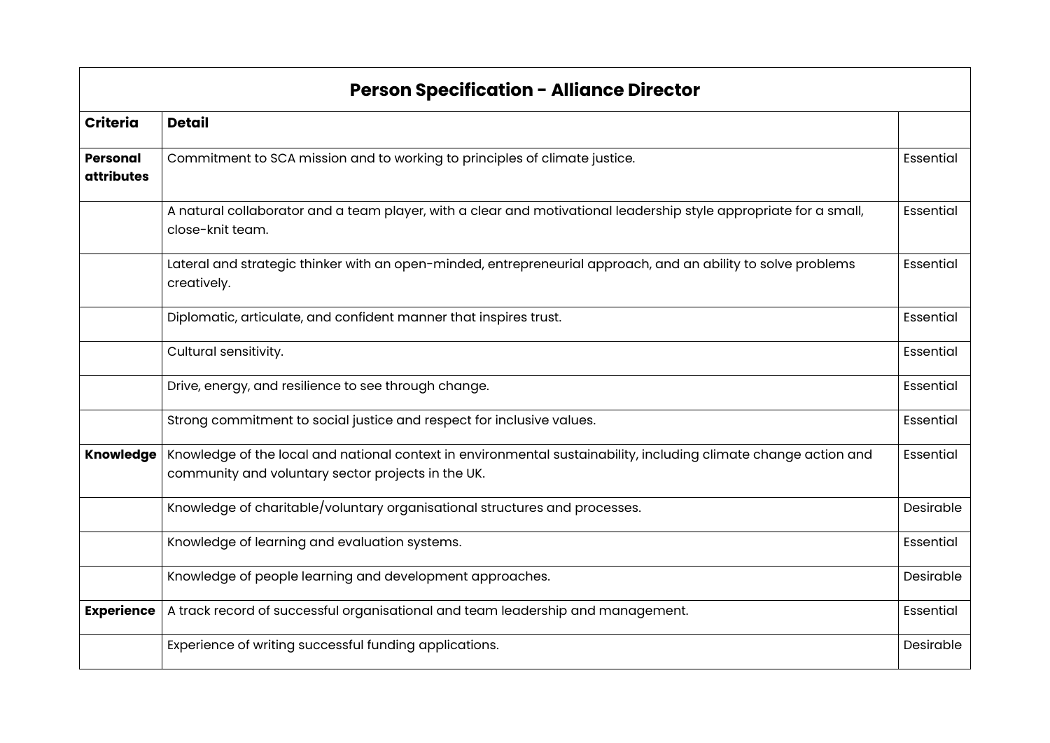| Person Specification - Alliance Director | | |
|---|---|---|
| **Criteria** | **Detail** | |
| **Personal attributes** | Commitment to SCA mission and to working to principles of climate justice. | Essential |
| | A natural collaborator and a team player, with a clear and motivational leadership style appropriate for a small, close-knit team. | Essential |
| | Lateral and strategic thinker with an open-minded, entrepreneurial approach, and an ability to solve problems creatively. | Essential |
| | Diplomatic, articulate, and confident manner that inspires trust. | Essential |
| | Cultural sensitivity. | Essential |
| | Drive, energy, and resilience to see through change. | Essential |
| | Strong commitment to social justice and respect for inclusive values. | Essential |
| **Knowledge** | Knowledge of the local and national context in environmental sustainability, including climate change action and community and voluntary sector projects in the UK. | Essential |
| | Knowledge of charitable/voluntary organisational structures and processes. | Desirable |
| | Knowledge of learning and evaluation systems. | Essential |
| | Knowledge of people learning and development approaches. | Desirable |
| **Experience** | A track record of successful organisational and team leadership and management. | Essential |
| | Experience of writing successful funding applications. | Desirable |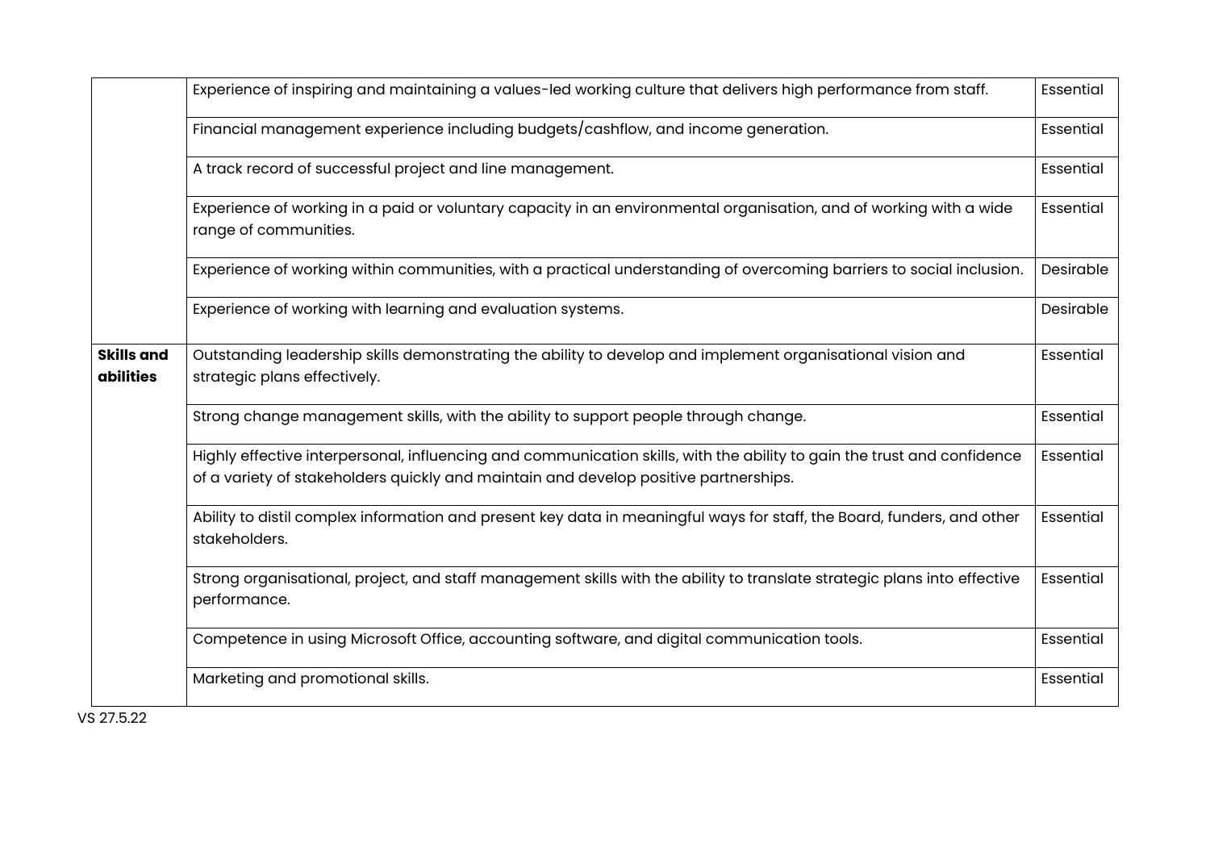| | | |
|---|---|---|
| | Experience of inspiring and maintaining a values-led working culture that delivers high performance from staff. | Essential |
| | Financial management experience including budgets/cashflow, and income generation. | Essential |
| | A track record of successful project and line management. | Essential |
| | Experience of working in a paid or voluntary capacity in an environmental organisation, and of working with a wide range of communities. | Essential |
| | Experience of working within communities, with a practical understanding of overcoming barriers to social inclusion. | Desirable |
| | Experience of working with learning and evaluation systems. | Desirable |
| **Skills and abilities** | Outstanding leadership skills demonstrating the ability to develop and implement organisational vision and strategic plans effectively. | Essential |
| | Strong change management skills, with the ability to support people through change. | Essential |
| | Highly effective interpersonal, influencing and communication skills, with the ability to gain the trust and confidence of a variety of stakeholders quickly and maintain and develop positive partnerships. | Essential |
| | Ability to distil complex information and present key data in meaningful ways for staff, the Board, funders, and other stakeholders. | Essential |
| | Strong organisational, project, and staff management skills with the ability to translate strategic plans into effective performance. | Essential |
| | Competence in using Microsoft Office, accounting software, and digital communication tools. | Essential |
| | Marketing and promotional skills. | Essential |

VS 27.5.22